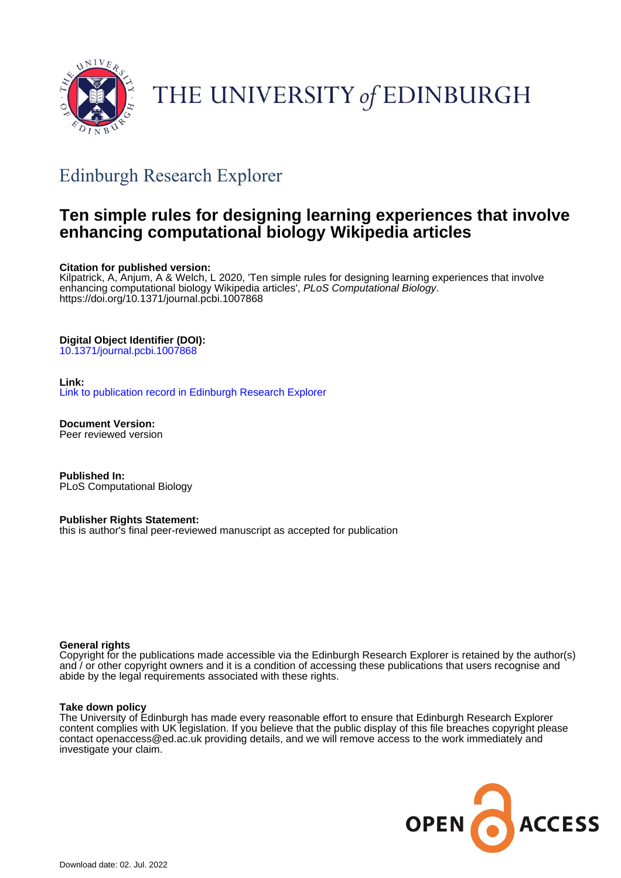THE UNIVERSITY of EDINBURGH

## Edinburgh Research Explorer

# Ten simple rules for designing learning experiences that involve enhancing computational biology Wikipedia articles

**Citation for published version:**
Kilpatrick, A, Anjum, A & Welch, L 2020, 'Ten simple rules for designing learning experiences that involve enhancing computational biology Wikipedia articles', *PLoS Computational Biology*. https://doi.org/10.1371/journal.pcbi.1007868

**Digital Object Identifier (DOI):**
10.1371/journal.pcbi.1007868

**Link:**
Link to publication record in Edinburgh Research Explorer

**Document Version:**
Peer reviewed version

**Published In:**
PLoS Computational Biology

**Publisher Rights Statement:**
this is author's final peer-reviewed manuscript as accepted for publication

**General rights**
Copyright for the publications made accessible via the Edinburgh Research Explorer is retained by the author(s) and / or other copyright owners and it is a condition of accessing these publications that users recognise and abide by the legal requirements associated with these rights.

**Take down policy**
The University of Edinburgh has made every reasonable effort to ensure that Edinburgh Research Explorer content complies with UK legislation. If you believe that the public display of this file breaches copyright please contact openaccess@ed.ac.uk providing details, and we will remove access to the work immediately and investigate your claim.

OPEN ACCESS

Download date: 02. Jul. 2022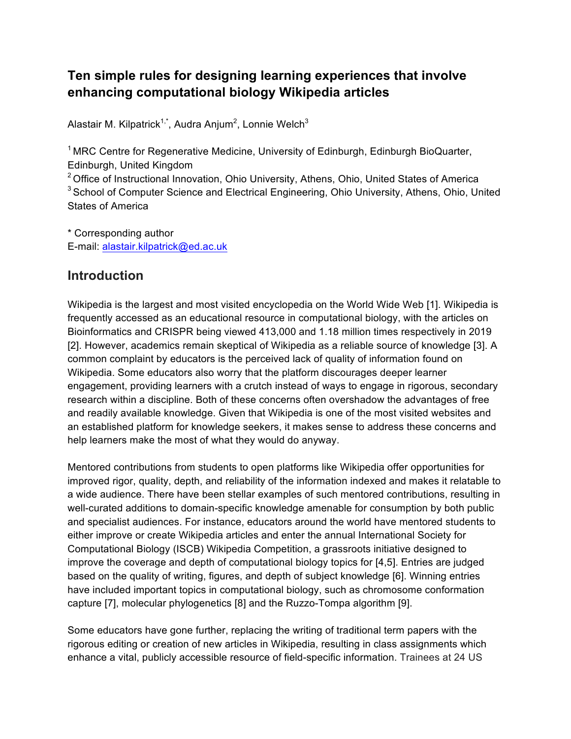## Ten simple rules for designing learning experiences that involve enhancing computational biology Wikipedia articles

Alastair M. Kilpatrick[1,*], Audra Anjum[2], Lonnie Welch[3]

[1] MRC Centre for Regenerative Medicine, University of Edinburgh, Edinburgh BioQuarter, Edinburgh, United Kingdom
[2] Office of Instructional Innovation, Ohio University, Athens, Ohio, United States of America
[3] School of Computer Science and Electrical Engineering, Ohio University, Athens, Ohio, United States of America

* Corresponding author
E-mail: alastair.kilpatrick@ed.ac.uk

## Introduction

Wikipedia is the largest and most visited encyclopedia on the World Wide Web [1]. Wikipedia is frequently accessed as an educational resource in computational biology, with the articles on Bioinformatics and CRISPR being viewed 413,000 and 1.18 million times respectively in 2019 [2]. However, academics remain skeptical of Wikipedia as a reliable source of knowledge [3]. A common complaint by educators is the perceived lack of quality of information found on Wikipedia. Some educators also worry that the platform discourages deeper learner engagement, providing learners with a crutch instead of ways to engage in rigorous, secondary research within a discipline. Both of these concerns often overshadow the advantages of free and readily available knowledge. Given that Wikipedia is one of the most visited websites and an established platform for knowledge seekers, it makes sense to address these concerns and help learners make the most of what they would do anyway.

Mentored contributions from students to open platforms like Wikipedia offer opportunities for improved rigor, quality, depth, and reliability of the information indexed and makes it relatable to a wide audience. There have been stellar examples of such mentored contributions, resulting in well-curated additions to domain-specific knowledge amenable for consumption by both public and specialist audiences. For instance, educators around the world have mentored students to either improve or create Wikipedia articles and enter the annual International Society for Computational Biology (ISCB) Wikipedia Competition, a grassroots initiative designed to improve the coverage and depth of computational biology topics for [4,5]. Entries are judged based on the quality of writing, figures, and depth of subject knowledge [6]. Winning entries have included important topics in computational biology, such as chromosome conformation capture [7], molecular phylogenetics [8] and the Ruzzo-Tompa algorithm [9].

Some educators have gone further, replacing the writing of traditional term papers with the rigorous editing or creation of new articles in Wikipedia, resulting in class assignments which enhance a vital, publicly accessible resource of field-specific information. Trainees at 24 US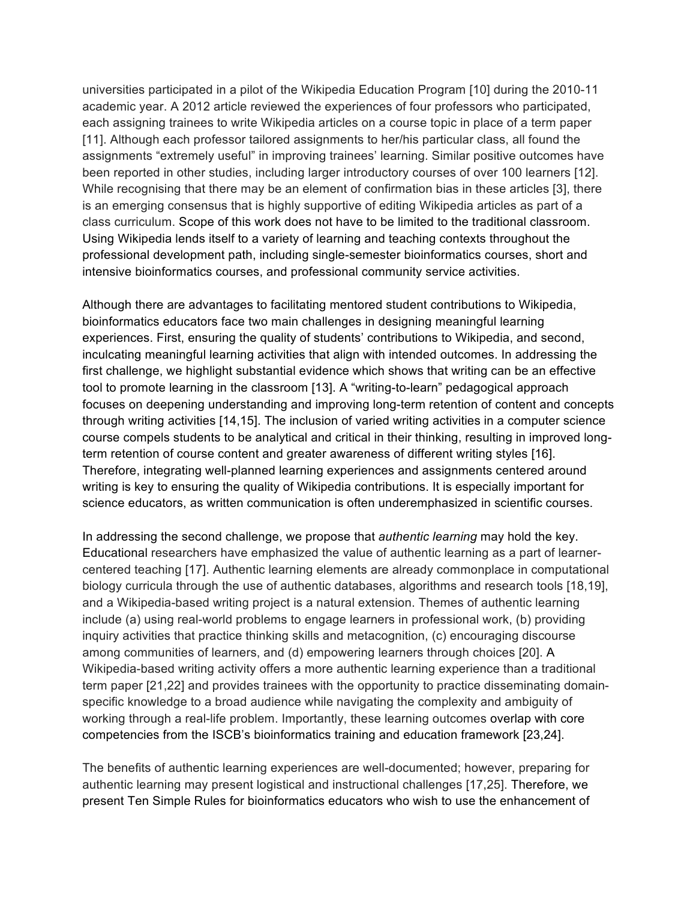universities participated in a pilot of the Wikipedia Education Program [10] during the 2010-11 academic year. A 2012 article reviewed the experiences of four professors who participated, each assigning trainees to write Wikipedia articles on a course topic in place of a term paper [11]. Although each professor tailored assignments to her/his particular class, all found the assignments "extremely useful" in improving trainees' learning. Similar positive outcomes have been reported in other studies, including larger introductory courses of over 100 learners [12]. While recognising that there may be an element of confirmation bias in these articles [3], there is an emerging consensus that is highly supportive of editing Wikipedia articles as part of a class curriculum. Scope of this work does not have to be limited to the traditional classroom. Using Wikipedia lends itself to a variety of learning and teaching contexts throughout the professional development path, including single-semester bioinformatics courses, short and intensive bioinformatics courses, and professional community service activities.

Although there are advantages to facilitating mentored student contributions to Wikipedia, bioinformatics educators face two main challenges in designing meaningful learning experiences. First, ensuring the quality of students' contributions to Wikipedia, and second, inculcating meaningful learning activities that align with intended outcomes. In addressing the first challenge, we highlight substantial evidence which shows that writing can be an effective tool to promote learning in the classroom [13]. A "writing-to-learn" pedagogical approach focuses on deepening understanding and improving long-term retention of content and concepts through writing activities [14,15]. The inclusion of varied writing activities in a computer science course compels students to be analytical and critical in their thinking, resulting in improved long-term retention of course content and greater awareness of different writing styles [16]. Therefore, integrating well-planned learning experiences and assignments centered around writing is key to ensuring the quality of Wikipedia contributions. It is especially important for science educators, as written communication is often underemphasized in scientific courses.

In addressing the second challenge, we propose that *authentic learning* may hold the key. Educational researchers have emphasized the value of authentic learning as a part of learner-centered teaching [17]. Authentic learning elements are already commonplace in computational biology curricula through the use of authentic databases, algorithms and research tools [18,19], and a Wikipedia-based writing project is a natural extension. Themes of authentic learning include (a) using real-world problems to engage learners in professional work, (b) providing inquiry activities that practice thinking skills and metacognition, (c) encouraging discourse among communities of learners, and (d) empowering learners through choices [20]. A Wikipedia-based writing activity offers a more authentic learning experience than a traditional term paper [21,22] and provides trainees with the opportunity to practice disseminating domain-specific knowledge to a broad audience while navigating the complexity and ambiguity of working through a real-life problem. Importantly, these learning outcomes overlap with core competencies from the ISCB's bioinformatics training and education framework [23,24].

The benefits of authentic learning experiences are well-documented; however, preparing for authentic learning may present logistical and instructional challenges [17,25]. Therefore, we present Ten Simple Rules for bioinformatics educators who wish to use the enhancement of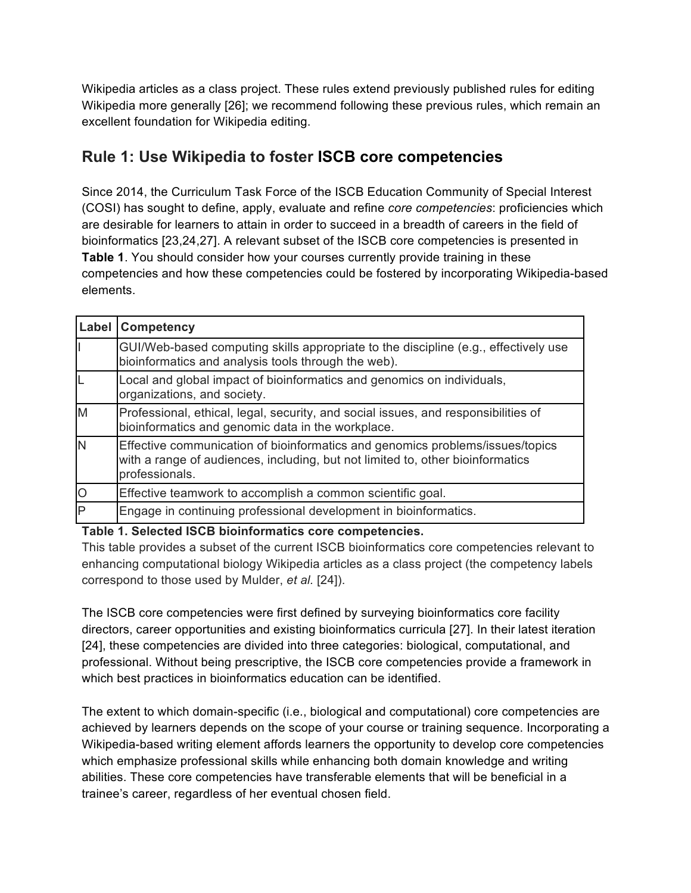Wikipedia articles as a class project. These rules extend previously published rules for editing Wikipedia more generally [26]; we recommend following these previous rules, which remain an excellent foundation for Wikipedia editing.

## Rule 1: Use Wikipedia to foster ISCB core competencies

Since 2014, the Curriculum Task Force of the ISCB Education Community of Special Interest (COSI) has sought to define, apply, evaluate and refine *core competencies*: proficiencies which are desirable for learners to attain in order to succeed in a breadth of careers in the field of bioinformatics [23,24,27]. A relevant subset of the ISCB core competencies is presented in **Table 1**. You should consider how your courses currently provide training in these competencies and how these competencies could be fostered by incorporating Wikipedia-based elements.

| Label | Competency |
|---|---|
| I | GUI/Web-based computing skills appropriate to the discipline (e.g., effectively use bioinformatics and analysis tools through the web). |
| L | Local and global impact of bioinformatics and genomics on individuals, organizations, and society. |
| M | Professional, ethical, legal, security, and social issues, and responsibilities of bioinformatics and genomic data in the workplace. |
| N | Effective communication of bioinformatics and genomics problems/issues/topics with a range of audiences, including, but not limited to, other bioinformatics professionals. |
| O | Effective teamwork to accomplish a common scientific goal. |
| P | Engage in continuing professional development in bioinformatics. |

**Table 1. Selected ISCB bioinformatics core competencies.**
This table provides a subset of the current ISCB bioinformatics core competencies relevant to enhancing computational biology Wikipedia articles as a class project (the competency labels correspond to those used by Mulder, *et al.* [24]).

The ISCB core competencies were first defined by surveying bioinformatics core facility directors, career opportunities and existing bioinformatics curricula [27]. In their latest iteration [24], these competencies are divided into three categories: biological, computational, and professional. Without being prescriptive, the ISCB core competencies provide a framework in which best practices in bioinformatics education can be identified.

The extent to which domain-specific (i.e., biological and computational) core competencies are achieved by learners depends on the scope of your course or training sequence. Incorporating a Wikipedia-based writing element affords learners the opportunity to develop core competencies which emphasize professional skills while enhancing both domain knowledge and writing abilities. These core competencies have transferable elements that will be beneficial in a trainee's career, regardless of her eventual chosen field.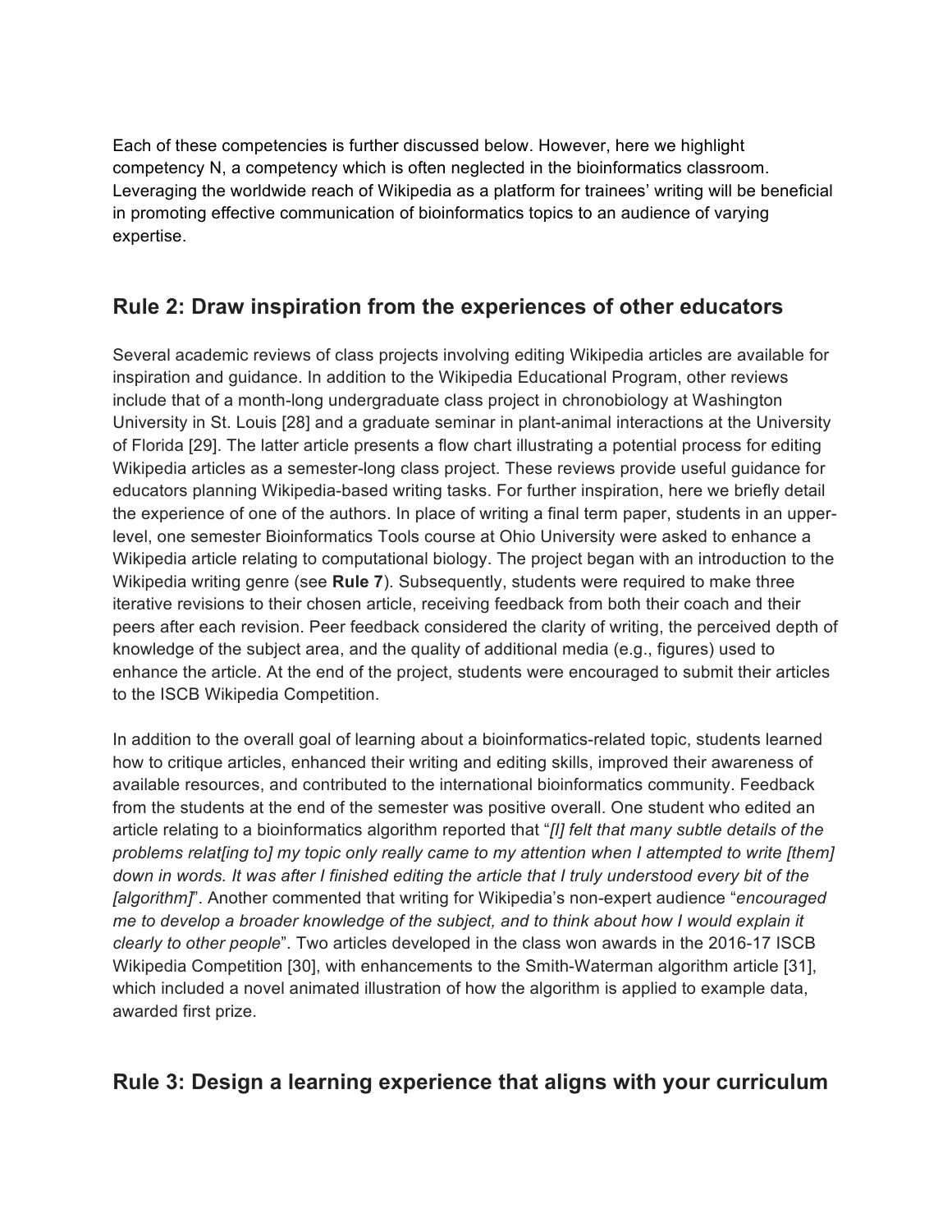Each of these competencies is further discussed below. However, here we highlight competency N, a competency which is often neglected in the bioinformatics classroom. Leveraging the worldwide reach of Wikipedia as a platform for trainees' writing will be beneficial in promoting effective communication of bioinformatics topics to an audience of varying expertise.

## Rule 2: Draw inspiration from the experiences of other educators

Several academic reviews of class projects involving editing Wikipedia articles are available for inspiration and guidance. In addition to the Wikipedia Educational Program, other reviews include that of a month-long undergraduate class project in chronobiology at Washington University in St. Louis [28] and a graduate seminar in plant-animal interactions at the University of Florida [29]. The latter article presents a flow chart illustrating a potential process for editing Wikipedia articles as a semester-long class project. These reviews provide useful guidance for educators planning Wikipedia-based writing tasks. For further inspiration, here we briefly detail the experience of one of the authors. In place of writing a final term paper, students in an upper-level, one semester Bioinformatics Tools course at Ohio University were asked to enhance a Wikipedia article relating to computational biology. The project began with an introduction to the Wikipedia writing genre (see **Rule 7**). Subsequently, students were required to make three iterative revisions to their chosen article, receiving feedback from both their coach and their peers after each revision. Peer feedback considered the clarity of writing, the perceived depth of knowledge of the subject area, and the quality of additional media (e.g., figures) used to enhance the article. At the end of the project, students were encouraged to submit their articles to the ISCB Wikipedia Competition.

In addition to the overall goal of learning about a bioinformatics-related topic, students learned how to critique articles, enhanced their writing and editing skills, improved their awareness of available resources, and contributed to the international bioinformatics community. Feedback from the students at the end of the semester was positive overall. One student who edited an article relating to a bioinformatics algorithm reported that "*[I] felt that many subtle details of the problems relat[ing to] my topic only really came to my attention when I attempted to write [them] down in words. It was after I finished editing the article that I truly understood every bit of the [algorithm]*". Another commented that writing for Wikipedia's non-expert audience "*encouraged me to develop a broader knowledge of the subject, and to think about how I would explain it clearly to other people*". Two articles developed in the class won awards in the 2016-17 ISCB Wikipedia Competition [30], with enhancements to the Smith-Waterman algorithm article [31], which included a novel animated illustration of how the algorithm is applied to example data, awarded first prize.

## Rule 3: Design a learning experience that aligns with your curriculum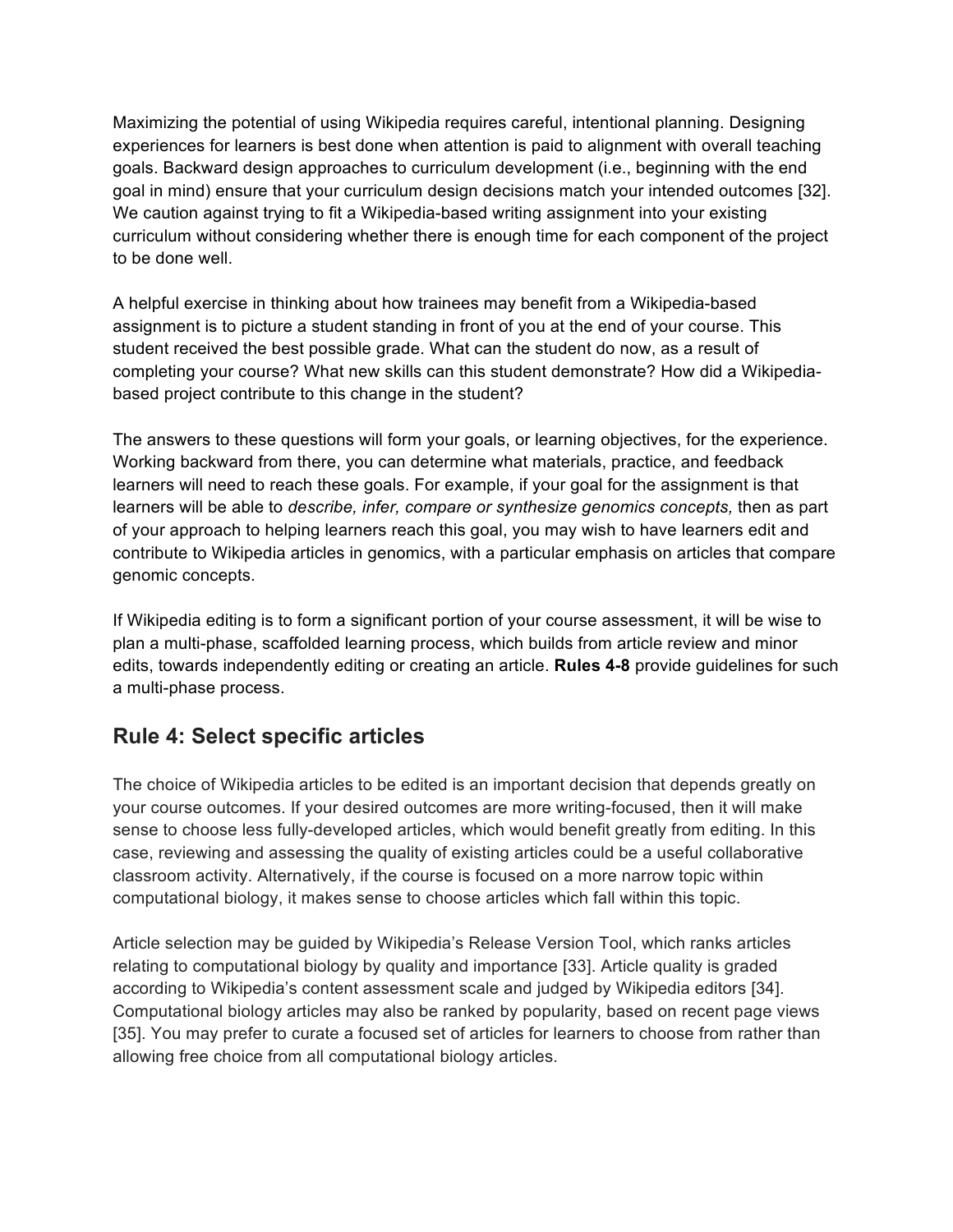Maximizing the potential of using Wikipedia requires careful, intentional planning. Designing experiences for learners is best done when attention is paid to alignment with overall teaching goals. Backward design approaches to curriculum development (i.e., beginning with the end goal in mind) ensure that your curriculum design decisions match your intended outcomes [32]. We caution against trying to fit a Wikipedia-based writing assignment into your existing curriculum without considering whether there is enough time for each component of the project to be done well.

A helpful exercise in thinking about how trainees may benefit from a Wikipedia-based assignment is to picture a student standing in front of you at the end of your course. This student received the best possible grade. What can the student do now, as a result of completing your course? What new skills can this student demonstrate? How did a Wikipedia-based project contribute to this change in the student?

The answers to these questions will form your goals, or learning objectives, for the experience. Working backward from there, you can determine what materials, practice, and feedback learners will need to reach these goals. For example, if your goal for the assignment is that learners will be able to *describe, infer, compare or synthesize genomics concepts,* then as part of your approach to helping learners reach this goal, you may wish to have learners edit and contribute to Wikipedia articles in genomics, with a particular emphasis on articles that compare genomic concepts.

If Wikipedia editing is to form a significant portion of your course assessment, it will be wise to plan a multi-phase, scaffolded learning process, which builds from article review and minor edits, towards independently editing or creating an article. **Rules 4-8** provide guidelines for such a multi-phase process.

## Rule 4: Select specific articles

The choice of Wikipedia articles to be edited is an important decision that depends greatly on your course outcomes. If your desired outcomes are more writing-focused, then it will make sense to choose less fully-developed articles, which would benefit greatly from editing. In this case, reviewing and assessing the quality of existing articles could be a useful collaborative classroom activity. Alternatively, if the course is focused on a more narrow topic within computational biology, it makes sense to choose articles which fall within this topic.

Article selection may be guided by Wikipedia's Release Version Tool, which ranks articles relating to computational biology by quality and importance [33]. Article quality is graded according to Wikipedia's content assessment scale and judged by Wikipedia editors [34]. Computational biology articles may also be ranked by popularity, based on recent page views [35]. You may prefer to curate a focused set of articles for learners to choose from rather than allowing free choice from all computational biology articles.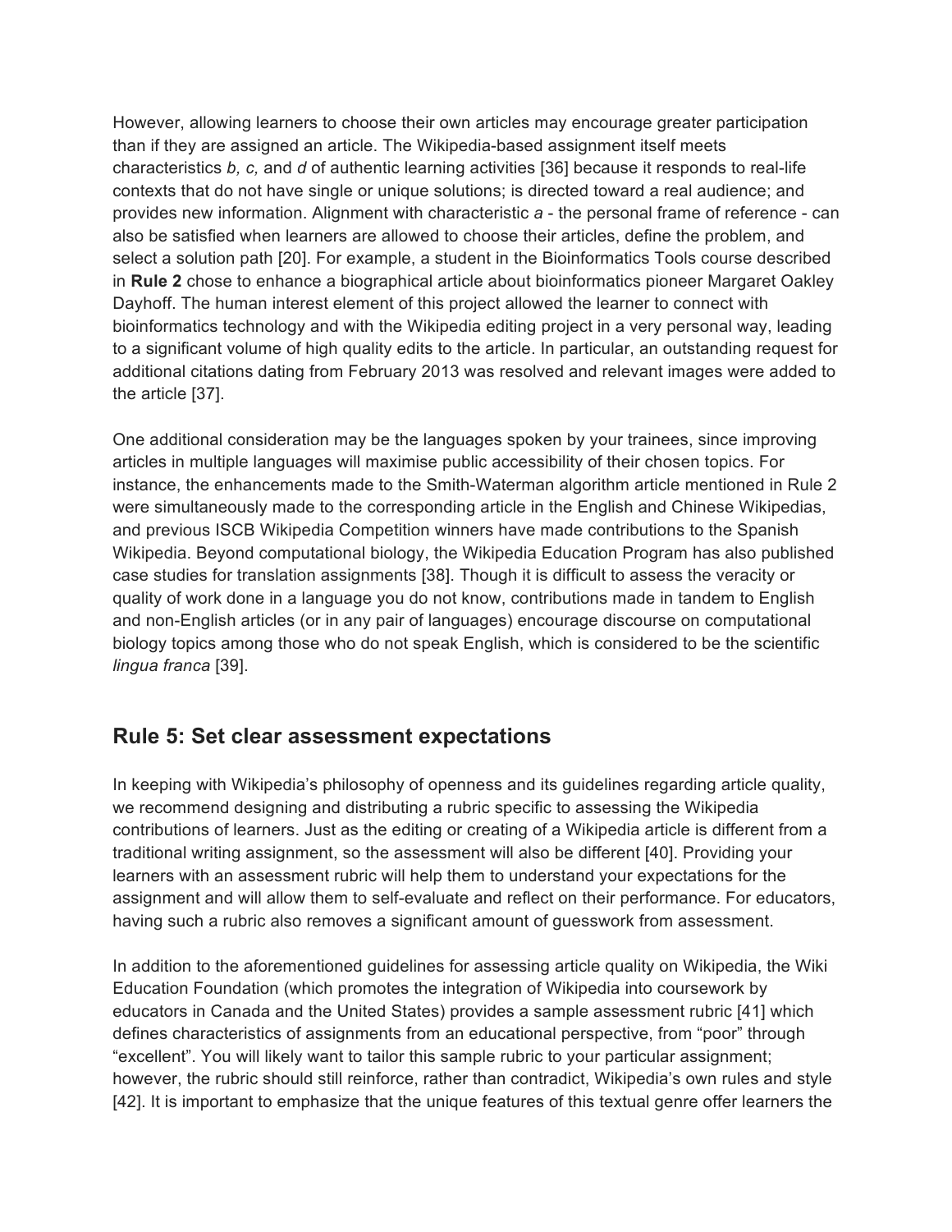However, allowing learners to choose their own articles may encourage greater participation than if they are assigned an article. The Wikipedia-based assignment itself meets characteristics *b, c,* and *d* of authentic learning activities [36] because it responds to real-life contexts that do not have single or unique solutions; is directed toward a real audience; and provides new information. Alignment with characteristic *a* - the personal frame of reference - can also be satisfied when learners are allowed to choose their articles, define the problem, and select a solution path [20]. For example, a student in the Bioinformatics Tools course described in **Rule 2** chose to enhance a biographical article about bioinformatics pioneer Margaret Oakley Dayhoff. The human interest element of this project allowed the learner to connect with bioinformatics technology and with the Wikipedia editing project in a very personal way, leading to a significant volume of high quality edits to the article. In particular, an outstanding request for additional citations dating from February 2013 was resolved and relevant images were added to the article [37].

One additional consideration may be the languages spoken by your trainees, since improving articles in multiple languages will maximise public accessibility of their chosen topics. For instance, the enhancements made to the Smith-Waterman algorithm article mentioned in Rule 2 were simultaneously made to the corresponding article in the English and Chinese Wikipedias, and previous ISCB Wikipedia Competition winners have made contributions to the Spanish Wikipedia. Beyond computational biology, the Wikipedia Education Program has also published case studies for translation assignments [38]. Though it is difficult to assess the veracity or quality of work done in a language you do not know, contributions made in tandem to English and non-English articles (or in any pair of languages) encourage discourse on computational biology topics among those who do not speak English, which is considered to be the scientific *lingua franca* [39].

## Rule 5: Set clear assessment expectations

In keeping with Wikipedia's philosophy of openness and its guidelines regarding article quality, we recommend designing and distributing a rubric specific to assessing the Wikipedia contributions of learners. Just as the editing or creating of a Wikipedia article is different from a traditional writing assignment, so the assessment will also be different [40]. Providing your learners with an assessment rubric will help them to understand your expectations for the assignment and will allow them to self-evaluate and reflect on their performance. For educators, having such a rubric also removes a significant amount of guesswork from assessment.

In addition to the aforementioned guidelines for assessing article quality on Wikipedia, the Wiki Education Foundation (which promotes the integration of Wikipedia into coursework by educators in Canada and the United States) provides a sample assessment rubric [41] which defines characteristics of assignments from an educational perspective, from "poor" through "excellent". You will likely want to tailor this sample rubric to your particular assignment; however, the rubric should still reinforce, rather than contradict, Wikipedia's own rules and style [42]. It is important to emphasize that the unique features of this textual genre offer learners the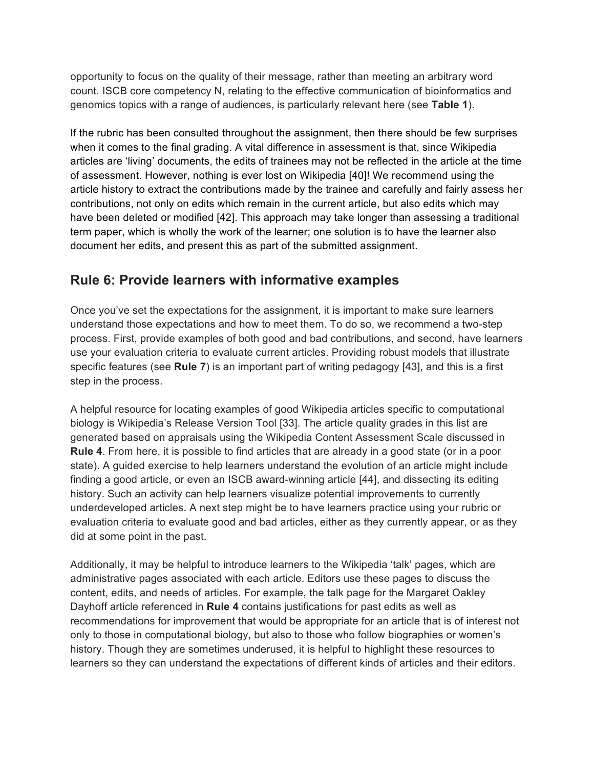opportunity to focus on the quality of their message, rather than meeting an arbitrary word count. ISCB core competency N, relating to the effective communication of bioinformatics and genomics topics with a range of audiences, is particularly relevant here (see **Table 1**).

If the rubric has been consulted throughout the assignment, then there should be few surprises when it comes to the final grading. A vital difference in assessment is that, since Wikipedia articles are 'living' documents, the edits of trainees may not be reflected in the article at the time of assessment. However, nothing is ever lost on Wikipedia [40]! We recommend using the article history to extract the contributions made by the trainee and carefully and fairly assess her contributions, not only on edits which remain in the current article, but also edits which may have been deleted or modified [42]. This approach may take longer than assessing a traditional term paper, which is wholly the work of the learner; one solution is to have the learner also document her edits, and present this as part of the submitted assignment.

## Rule 6: Provide learners with informative examples

Once you've set the expectations for the assignment, it is important to make sure learners understand those expectations and how to meet them. To do so, we recommend a two-step process. First, provide examples of both good and bad contributions, and second, have learners use your evaluation criteria to evaluate current articles. Providing robust models that illustrate specific features (see **Rule 7**) is an important part of writing pedagogy [43], and this is a first step in the process.

A helpful resource for locating examples of good Wikipedia articles specific to computational biology is Wikipedia's Release Version Tool [33]. The article quality grades in this list are generated based on appraisals using the Wikipedia Content Assessment Scale discussed in **Rule 4**. From here, it is possible to find articles that are already in a good state (or in a poor state). A guided exercise to help learners understand the evolution of an article might include finding a good article, or even an ISCB award-winning article [44], and dissecting its editing history. Such an activity can help learners visualize potential improvements to currently underdeveloped articles. A next step might be to have learners practice using your rubric or evaluation criteria to evaluate good and bad articles, either as they currently appear, or as they did at some point in the past.

Additionally, it may be helpful to introduce learners to the Wikipedia 'talk' pages, which are administrative pages associated with each article. Editors use these pages to discuss the content, edits, and needs of articles. For example, the talk page for the Margaret Oakley Dayhoff article referenced in **Rule 4** contains justifications for past edits as well as recommendations for improvement that would be appropriate for an article that is of interest not only to those in computational biology, but also to those who follow biographies or women's history. Though they are sometimes underused, it is helpful to highlight these resources to learners so they can understand the expectations of different kinds of articles and their editors.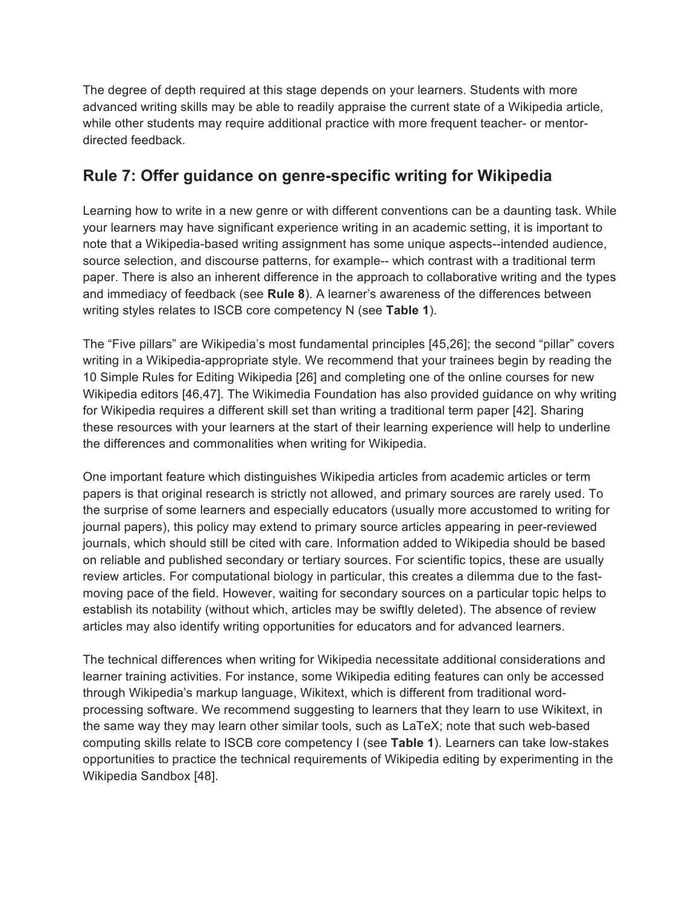The degree of depth required at this stage depends on your learners. Students with more advanced writing skills may be able to readily appraise the current state of a Wikipedia article, while other students may require additional practice with more frequent teacher- or mentor-directed feedback.

## Rule 7: Offer guidance on genre-specific writing for Wikipedia

Learning how to write in a new genre or with different conventions can be a daunting task. While your learners may have significant experience writing in an academic setting, it is important to note that a Wikipedia-based writing assignment has some unique aspects--intended audience, source selection, and discourse patterns, for example-- which contrast with a traditional term paper. There is also an inherent difference in the approach to collaborative writing and the types and immediacy of feedback (see **Rule 8**). A learner's awareness of the differences between writing styles relates to ISCB core competency N (see **Table 1**).

The "Five pillars" are Wikipedia's most fundamental principles [45,26]; the second "pillar" covers writing in a Wikipedia-appropriate style. We recommend that your trainees begin by reading the 10 Simple Rules for Editing Wikipedia [26] and completing one of the online courses for new Wikipedia editors [46,47]. The Wikimedia Foundation has also provided guidance on why writing for Wikipedia requires a different skill set than writing a traditional term paper [42]. Sharing these resources with your learners at the start of their learning experience will help to underline the differences and commonalities when writing for Wikipedia.

One important feature which distinguishes Wikipedia articles from academic articles or term papers is that original research is strictly not allowed, and primary sources are rarely used. To the surprise of some learners and especially educators (usually more accustomed to writing for journal papers), this policy may extend to primary source articles appearing in peer-reviewed journals, which should still be cited with care. Information added to Wikipedia should be based on reliable and published secondary or tertiary sources. For scientific topics, these are usually review articles. For computational biology in particular, this creates a dilemma due to the fast-moving pace of the field. However, waiting for secondary sources on a particular topic helps to establish its notability (without which, articles may be swiftly deleted). The absence of review articles may also identify writing opportunities for educators and for advanced learners.

The technical differences when writing for Wikipedia necessitate additional considerations and learner training activities. For instance, some Wikipedia editing features can only be accessed through Wikipedia's markup language, Wikitext, which is different from traditional word-processing software. We recommend suggesting to learners that they learn to use Wikitext, in the same way they may learn other similar tools, such as LaTeX; note that such web-based computing skills relate to ISCB core competency I (see **Table 1**). Learners can take low-stakes opportunities to practice the technical requirements of Wikipedia editing by experimenting in the Wikipedia Sandbox [48].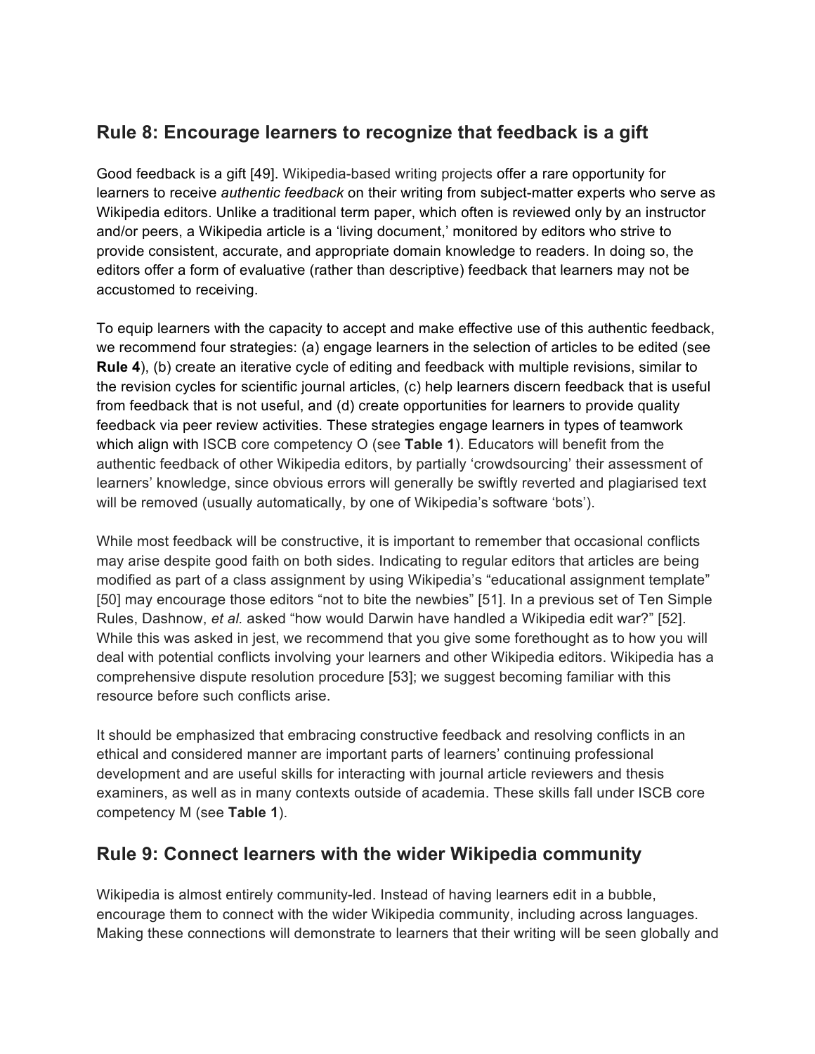## Rule 8: Encourage learners to recognize that feedback is a gift

Good feedback is a gift [49]. Wikipedia-based writing projects offer a rare opportunity for learners to receive *authentic feedback* on their writing from subject-matter experts who serve as Wikipedia editors. Unlike a traditional term paper, which often is reviewed only by an instructor and/or peers, a Wikipedia article is a 'living document,' monitored by editors who strive to provide consistent, accurate, and appropriate domain knowledge to readers. In doing so, the editors offer a form of evaluative (rather than descriptive) feedback that learners may not be accustomed to receiving.

To equip learners with the capacity to accept and make effective use of this authentic feedback, we recommend four strategies: (a) engage learners in the selection of articles to be edited (see **Rule 4**), (b) create an iterative cycle of editing and feedback with multiple revisions, similar to the revision cycles for scientific journal articles, (c) help learners discern feedback that is useful from feedback that is not useful, and (d) create opportunities for learners to provide quality feedback via peer review activities. These strategies engage learners in types of teamwork which align with ISCB core competency O (see **Table 1**). Educators will benefit from the authentic feedback of other Wikipedia editors, by partially 'crowdsourcing' their assessment of learners' knowledge, since obvious errors will generally be swiftly reverted and plagiarised text will be removed (usually automatically, by one of Wikipedia's software 'bots').

While most feedback will be constructive, it is important to remember that occasional conflicts may arise despite good faith on both sides. Indicating to regular editors that articles are being modified as part of a class assignment by using Wikipedia's "educational assignment template" [50] may encourage those editors "not to bite the newbies" [51]. In a previous set of Ten Simple Rules, Dashnow, *et al.* asked "how would Darwin have handled a Wikipedia edit war?" [52]. While this was asked in jest, we recommend that you give some forethought as to how you will deal with potential conflicts involving your learners and other Wikipedia editors. Wikipedia has a comprehensive dispute resolution procedure [53]; we suggest becoming familiar with this resource before such conflicts arise.

It should be emphasized that embracing constructive feedback and resolving conflicts in an ethical and considered manner are important parts of learners' continuing professional development and are useful skills for interacting with journal article reviewers and thesis examiners, as well as in many contexts outside of academia. These skills fall under ISCB core competency M (see **Table 1**).

## Rule 9: Connect learners with the wider Wikipedia community

Wikipedia is almost entirely community-led. Instead of having learners edit in a bubble, encourage them to connect with the wider Wikipedia community, including across languages. Making these connections will demonstrate to learners that their writing will be seen globally and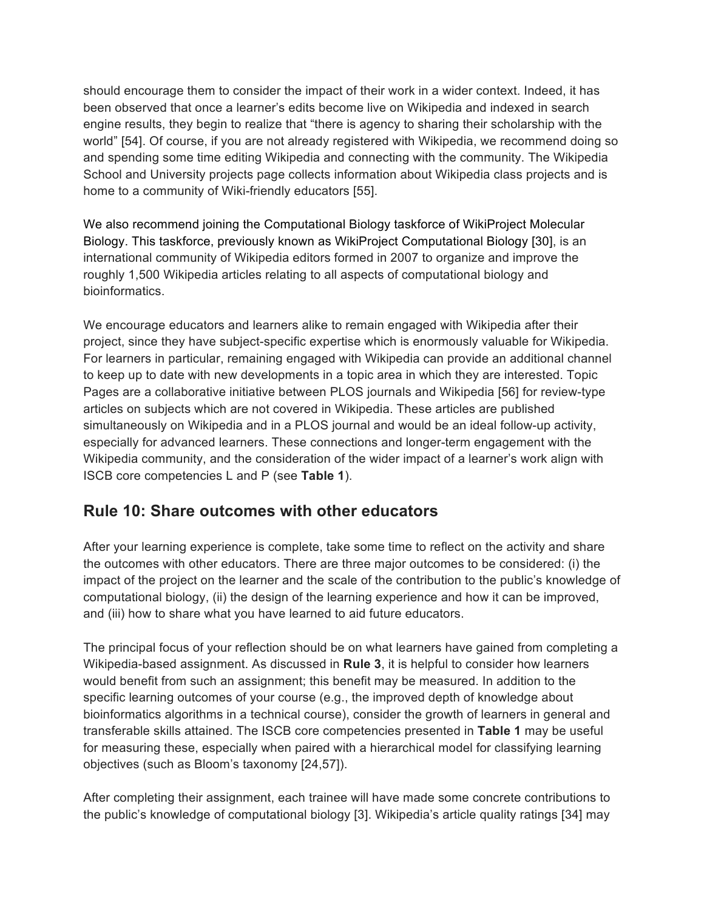should encourage them to consider the impact of their work in a wider context. Indeed, it has been observed that once a learner's edits become live on Wikipedia and indexed in search engine results, they begin to realize that "there is agency to sharing their scholarship with the world" [54]. Of course, if you are not already registered with Wikipedia, we recommend doing so and spending some time editing Wikipedia and connecting with the community. The Wikipedia School and University projects page collects information about Wikipedia class projects and is home to a community of Wiki-friendly educators [55].

We also recommend joining the Computational Biology taskforce of WikiProject Molecular Biology. This taskforce, previously known as WikiProject Computational Biology [30], is an international community of Wikipedia editors formed in 2007 to organize and improve the roughly 1,500 Wikipedia articles relating to all aspects of computational biology and bioinformatics.

We encourage educators and learners alike to remain engaged with Wikipedia after their project, since they have subject-specific expertise which is enormously valuable for Wikipedia. For learners in particular, remaining engaged with Wikipedia can provide an additional channel to keep up to date with new developments in a topic area in which they are interested. Topic Pages are a collaborative initiative between PLOS journals and Wikipedia [56] for review-type articles on subjects which are not covered in Wikipedia. These articles are published simultaneously on Wikipedia and in a PLOS journal and would be an ideal follow-up activity, especially for advanced learners. These connections and longer-term engagement with the Wikipedia community, and the consideration of the wider impact of a learner's work align with ISCB core competencies L and P (see **Table 1**).

## Rule 10: Share outcomes with other educators

After your learning experience is complete, take some time to reflect on the activity and share the outcomes with other educators. There are three major outcomes to be considered: (i) the impact of the project on the learner and the scale of the contribution to the public's knowledge of computational biology, (ii) the design of the learning experience and how it can be improved, and (iii) how to share what you have learned to aid future educators.

The principal focus of your reflection should be on what learners have gained from completing a Wikipedia-based assignment. As discussed in **Rule 3**, it is helpful to consider how learners would benefit from such an assignment; this benefit may be measured. In addition to the specific learning outcomes of your course (e.g., the improved depth of knowledge about bioinformatics algorithms in a technical course), consider the growth of learners in general and transferable skills attained. The ISCB core competencies presented in **Table 1** may be useful for measuring these, especially when paired with a hierarchical model for classifying learning objectives (such as Bloom's taxonomy [24,57]).

After completing their assignment, each trainee will have made some concrete contributions to the public's knowledge of computational biology [3]. Wikipedia's article quality ratings [34] may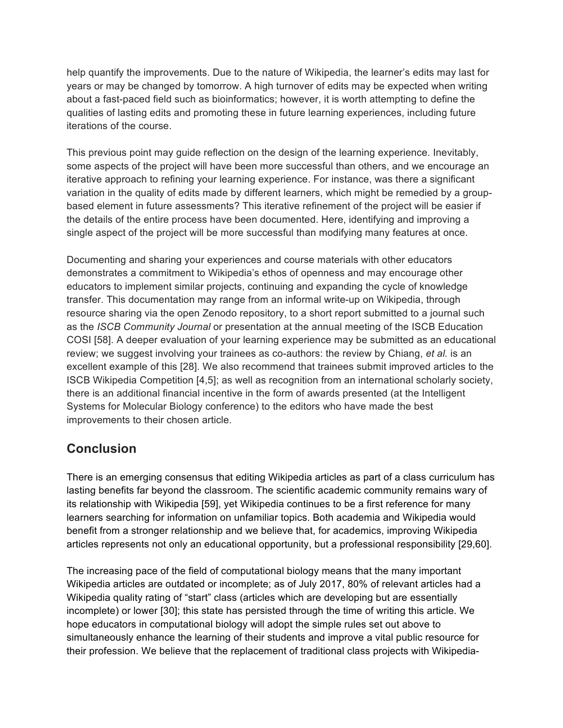help quantify the improvements. Due to the nature of Wikipedia, the learner's edits may last for years or may be changed by tomorrow. A high turnover of edits may be expected when writing about a fast-paced field such as bioinformatics; however, it is worth attempting to define the qualities of lasting edits and promoting these in future learning experiences, including future iterations of the course.

This previous point may guide reflection on the design of the learning experience. Inevitably, some aspects of the project will have been more successful than others, and we encourage an iterative approach to refining your learning experience. For instance, was there a significant variation in the quality of edits made by different learners, which might be remedied by a group-based element in future assessments? This iterative refinement of the project will be easier if the details of the entire process have been documented. Here, identifying and improving a single aspect of the project will be more successful than modifying many features at once.

Documenting and sharing your experiences and course materials with other educators demonstrates a commitment to Wikipedia's ethos of openness and may encourage other educators to implement similar projects, continuing and expanding the cycle of knowledge transfer. This documentation may range from an informal write-up on Wikipedia, through resource sharing via the open Zenodo repository, to a short report submitted to a journal such as the *ISCB Community Journal* or presentation at the annual meeting of the ISCB Education COSI [58]. A deeper evaluation of your learning experience may be submitted as an educational review; we suggest involving your trainees as co-authors: the review by Chiang, *et al.* is an excellent example of this [28]. We also recommend that trainees submit improved articles to the ISCB Wikipedia Competition [4,5]; as well as recognition from an international scholarly society, there is an additional financial incentive in the form of awards presented (at the Intelligent Systems for Molecular Biology conference) to the editors who have made the best improvements to their chosen article.

## Conclusion

There is an emerging consensus that editing Wikipedia articles as part of a class curriculum has lasting benefits far beyond the classroom. The scientific academic community remains wary of its relationship with Wikipedia [59], yet Wikipedia continues to be a first reference for many learners searching for information on unfamiliar topics. Both academia and Wikipedia would benefit from a stronger relationship and we believe that, for academics, improving Wikipedia articles represents not only an educational opportunity, but a professional responsibility [29,60].

The increasing pace of the field of computational biology means that the many important Wikipedia articles are outdated or incomplete; as of July 2017, 80% of relevant articles had a Wikipedia quality rating of "start" class (articles which are developing but are essentially incomplete) or lower [30]; this state has persisted through the time of writing this article. We hope educators in computational biology will adopt the simple rules set out above to simultaneously enhance the learning of their students and improve a vital public resource for their profession. We believe that the replacement of traditional class projects with Wikipedia-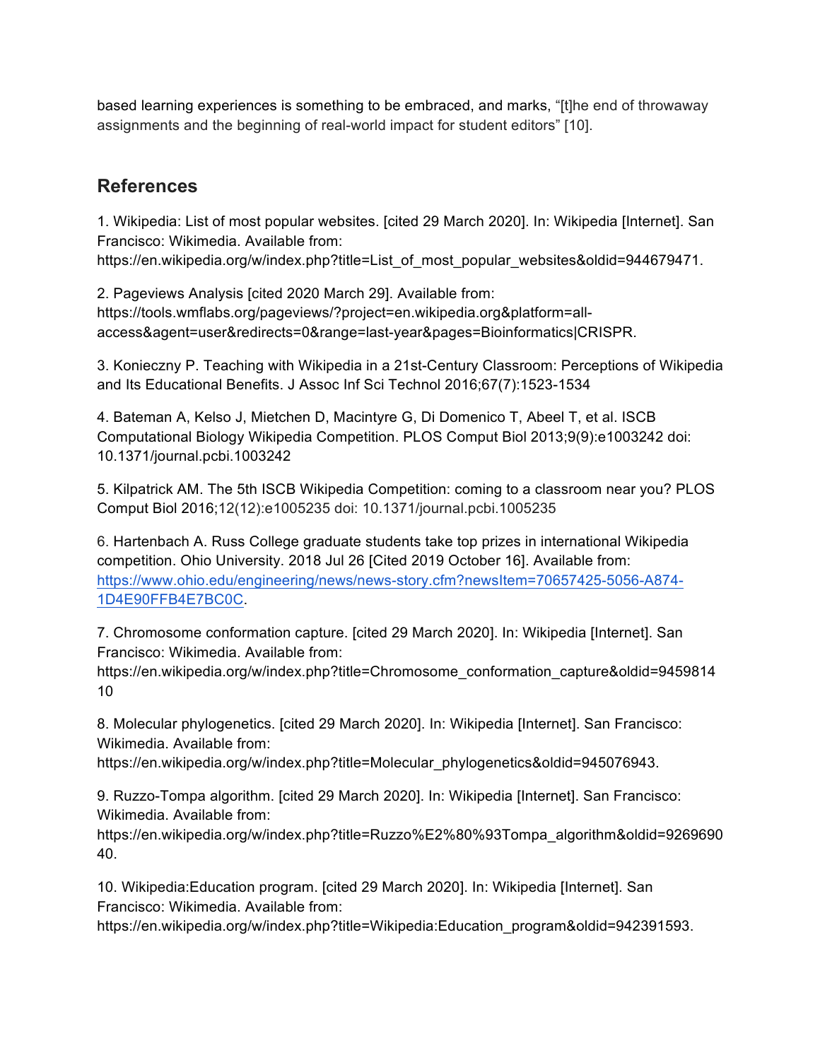based learning experiences is something to be embraced, and marks, "[t]he end of throwaway assignments and the beginning of real-world impact for student editors" [10].

## References

1. Wikipedia: List of most popular websites. [cited 29 March 2020]. In: Wikipedia [Internet]. San Francisco: Wikimedia. Available from: https://en.wikipedia.org/w/index.php?title=List_of_most_popular_websites&oldid=944679471.

2. Pageviews Analysis [cited 2020 March 29]. Available from: https://tools.wmflabs.org/pageviews/?project=en.wikipedia.org&platform=all-access&agent=user&redirects=0&range=last-year&pages=Bioinformatics|CRISPR.

3. Konieczny P. Teaching with Wikipedia in a 21st-Century Classroom: Perceptions of Wikipedia and Its Educational Benefits. J Assoc Inf Sci Technol 2016;67(7):1523-1534

4. Bateman A, Kelso J, Mietchen D, Macintyre G, Di Domenico T, Abeel T, et al. ISCB Computational Biology Wikipedia Competition. PLOS Comput Biol 2013;9(9):e1003242 doi: 10.1371/journal.pcbi.1003242

5. Kilpatrick AM. The 5th ISCB Wikipedia Competition: coming to a classroom near you? PLOS Comput Biol 2016;12(12):e1005235 doi: 10.1371/journal.pcbi.1005235

6. Hartenbach A. Russ College graduate students take top prizes in international Wikipedia competition. Ohio University. 2018 Jul 26 [Cited 2019 October 16]. Available from: https://www.ohio.edu/engineering/news/news-story.cfm?newsItem=70657425-5056-A874-1D4E90FFB4E7BC0C.

7. Chromosome conformation capture. [cited 29 March 2020]. In: Wikipedia [Internet]. San Francisco: Wikimedia. Available from: https://en.wikipedia.org/w/index.php?title=Chromosome_conformation_capture&oldid=945981410

8. Molecular phylogenetics. [cited 29 March 2020]. In: Wikipedia [Internet]. San Francisco: Wikimedia. Available from: https://en.wikipedia.org/w/index.php?title=Molecular_phylogenetics&oldid=945076943.

9. Ruzzo-Tompa algorithm. [cited 29 March 2020]. In: Wikipedia [Internet]. San Francisco: Wikimedia. Available from: https://en.wikipedia.org/w/index.php?title=Ruzzo%E2%80%93Tompa_algorithm&oldid=926969040.

10. Wikipedia:Education program. [cited 29 March 2020]. In: Wikipedia [Internet]. San Francisco: Wikimedia. Available from: https://en.wikipedia.org/w/index.php?title=Wikipedia:Education_program&oldid=942391593.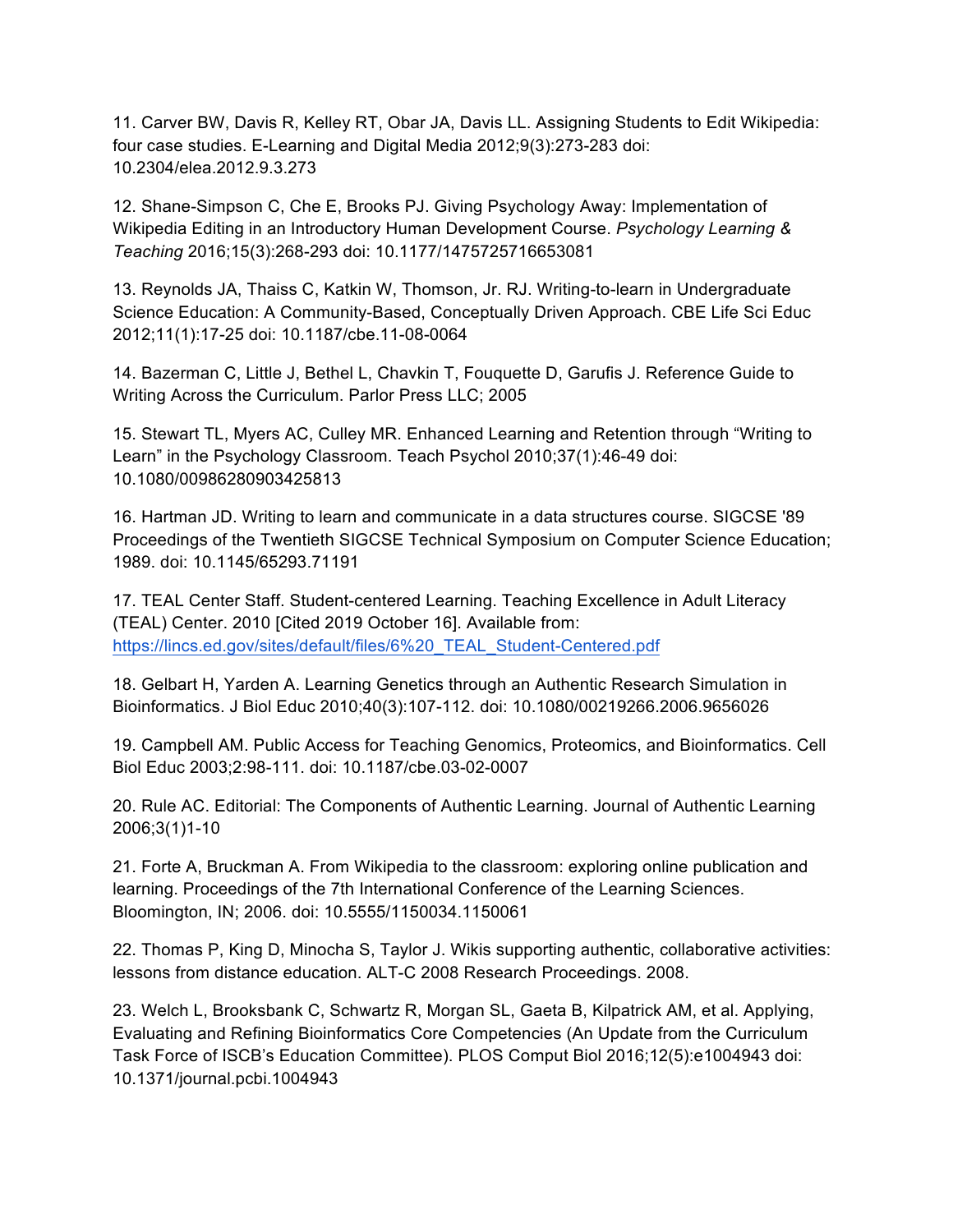11. Carver BW, Davis R, Kelley RT, Obar JA, Davis LL. Assigning Students to Edit Wikipedia: four case studies. E-Learning and Digital Media 2012;9(3):273-283 doi: 10.2304/elea.2012.9.3.273

12. Shane-Simpson C, Che E, Brooks PJ. Giving Psychology Away: Implementation of Wikipedia Editing in an Introductory Human Development Course. *Psychology Learning & Teaching* 2016;15(3):268-293 doi: 10.1177/1475725716653081

13. Reynolds JA, Thaiss C, Katkin W, Thomson, Jr. RJ. Writing-to-learn in Undergraduate Science Education: A Community-Based, Conceptually Driven Approach. CBE Life Sci Educ 2012;11(1):17-25 doi: 10.1187/cbe.11-08-0064

14. Bazerman C, Little J, Bethel L, Chavkin T, Fouquette D, Garufis J. Reference Guide to Writing Across the Curriculum. Parlor Press LLC; 2005

15. Stewart TL, Myers AC, Culley MR. Enhanced Learning and Retention through "Writing to Learn" in the Psychology Classroom. Teach Psychol 2010;37(1):46-49 doi: 10.1080/00986280903425813

16. Hartman JD. Writing to learn and communicate in a data structures course. SIGCSE '89 Proceedings of the Twentieth SIGCSE Technical Symposium on Computer Science Education; 1989. doi: 10.1145/65293.71191

17. TEAL Center Staff. Student-centered Learning. Teaching Excellence in Adult Literacy (TEAL) Center. 2010 [Cited 2019 October 16]. Available from: https://lincs.ed.gov/sites/default/files/6%20_TEAL_Student-Centered.pdf

18. Gelbart H, Yarden A. Learning Genetics through an Authentic Research Simulation in Bioinformatics. J Biol Educ 2010;40(3):107-112. doi: 10.1080/00219266.2006.9656026

19. Campbell AM. Public Access for Teaching Genomics, Proteomics, and Bioinformatics. Cell Biol Educ 2003;2:98-111. doi: 10.1187/cbe.03-02-0007

20. Rule AC. Editorial: The Components of Authentic Learning. Journal of Authentic Learning 2006;3(1)1-10

21. Forte A, Bruckman A. From Wikipedia to the classroom: exploring online publication and learning. Proceedings of the 7th International Conference of the Learning Sciences. Bloomington, IN; 2006. doi: 10.5555/1150034.1150061

22. Thomas P, King D, Minocha S, Taylor J. Wikis supporting authentic, collaborative activities: lessons from distance education. ALT-C 2008 Research Proceedings. 2008.

23. Welch L, Brooksbank C, Schwartz R, Morgan SL, Gaeta B, Kilpatrick AM, et al. Applying, Evaluating and Refining Bioinformatics Core Competencies (An Update from the Curriculum Task Force of ISCB's Education Committee). PLOS Comput Biol 2016;12(5):e1004943 doi: 10.1371/journal.pcbi.1004943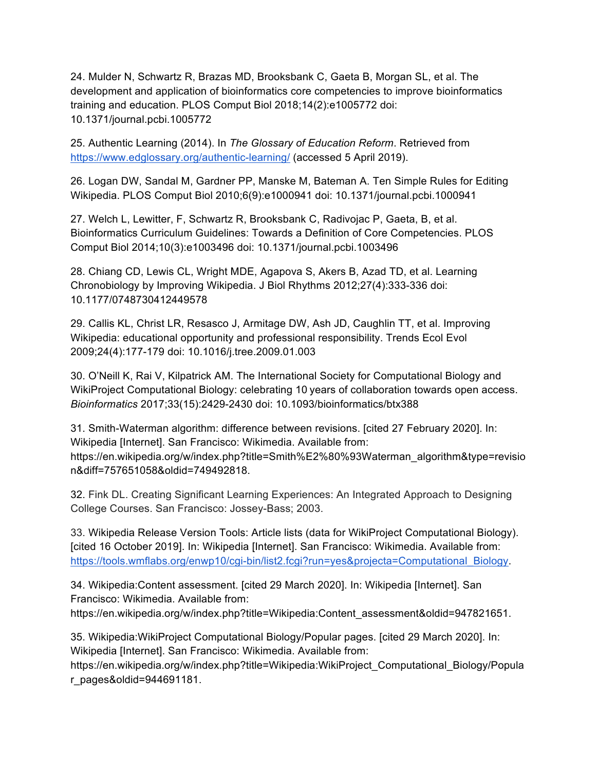24. Mulder N, Schwartz R, Brazas MD, Brooksbank C, Gaeta B, Morgan SL, et al. The development and application of bioinformatics core competencies to improve bioinformatics training and education. PLOS Comput Biol 2018;14(2):e1005772 doi: 10.1371/journal.pcbi.1005772

25. Authentic Learning (2014). In *The Glossary of Education Reform*. Retrieved from https://www.edglossary.org/authentic-learning/ (accessed 5 April 2019).

26. Logan DW, Sandal M, Gardner PP, Manske M, Bateman A. Ten Simple Rules for Editing Wikipedia. PLOS Comput Biol 2010;6(9):e1000941 doi: 10.1371/journal.pcbi.1000941

27. Welch L, Lewitter, F, Schwartz R, Brooksbank C, Radivojac P, Gaeta, B, et al. Bioinformatics Curriculum Guidelines: Towards a Definition of Core Competencies. PLOS Comput Biol 2014;10(3):e1003496 doi: 10.1371/journal.pcbi.1003496

28. Chiang CD, Lewis CL, Wright MDE, Agapova S, Akers B, Azad TD, et al. Learning Chronobiology by Improving Wikipedia. J Biol Rhythms 2012;27(4):333-336 doi: 10.1177/0748730412449578

29. Callis KL, Christ LR, Resasco J, Armitage DW, Ash JD, Caughlin TT, et al. Improving Wikipedia: educational opportunity and professional responsibility. Trends Ecol Evol 2009;24(4):177-179 doi: 10.1016/j.tree.2009.01.003

30. O'Neill K, Rai V, Kilpatrick AM. The International Society for Computational Biology and WikiProject Computational Biology: celebrating 10 years of collaboration towards open access. *Bioinformatics* 2017;33(15):2429-2430 doi: 10.1093/bioinformatics/btx388

31. Smith-Waterman algorithm: difference between revisions. [cited 27 February 2020]. In: Wikipedia [Internet]. San Francisco: Wikimedia. Available from: https://en.wikipedia.org/w/index.php?title=Smith%E2%80%93Waterman_algorithm&type=revision&diff=757651058&oldid=749492818.

32. Fink DL. Creating Significant Learning Experiences: An Integrated Approach to Designing College Courses. San Francisco: Jossey-Bass; 2003.

33. Wikipedia Release Version Tools: Article lists (data for WikiProject Computational Biology). [cited 16 October 2019]. In: Wikipedia [Internet]. San Francisco: Wikimedia. Available from: https://tools.wmflabs.org/enwp10/cgi-bin/list2.fcgi?run=yes&projecta=Computational_Biology.

34. Wikipedia:Content assessment. [cited 29 March 2020]. In: Wikipedia [Internet]. San Francisco: Wikimedia. Available from: https://en.wikipedia.org/w/index.php?title=Wikipedia:Content_assessment&oldid=947821651.

35. Wikipedia:WikiProject Computational Biology/Popular pages. [cited 29 March 2020]. In: Wikipedia [Internet]. San Francisco: Wikimedia. Available from: https://en.wikipedia.org/w/index.php?title=Wikipedia:WikiProject_Computational_Biology/Popular_pages&oldid=944691181.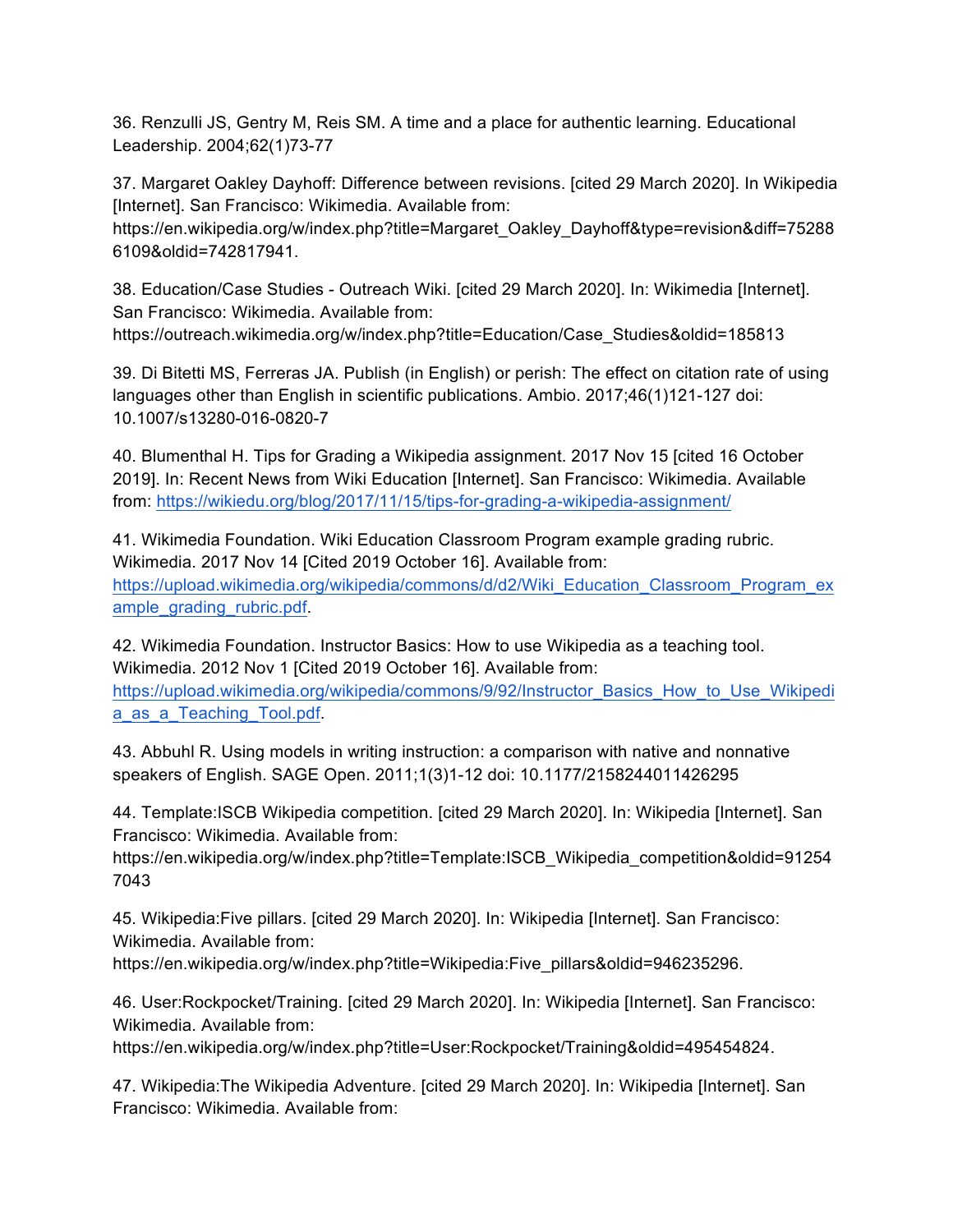36. Renzulli JS, Gentry M, Reis SM. A time and a place for authentic learning. Educational Leadership. 2004;62(1)73-77

37. Margaret Oakley Dayhoff: Difference between revisions. [cited 29 March 2020]. In Wikipedia [Internet]. San Francisco: Wikimedia. Available from: https://en.wikipedia.org/w/index.php?title=Margaret_Oakley_Dayhoff&type=revision&diff=752886109&oldid=742817941.

38. Education/Case Studies - Outreach Wiki. [cited 29 March 2020]. In: Wikimedia [Internet]. San Francisco: Wikimedia. Available from: https://outreach.wikimedia.org/w/index.php?title=Education/Case_Studies&oldid=185813

39. Di Bitetti MS, Ferreras JA. Publish (in English) or perish: The effect on citation rate of using languages other than English in scientific publications. Ambio. 2017;46(1)121-127 doi: 10.1007/s13280-016-0820-7

40. Blumenthal H. Tips for Grading a Wikipedia assignment. 2017 Nov 15 [cited 16 October 2019]. In: Recent News from Wiki Education [Internet]. San Francisco: Wikimedia. Available from: https://wikiedu.org/blog/2017/11/15/tips-for-grading-a-wikipedia-assignment/

41. Wikimedia Foundation. Wiki Education Classroom Program example grading rubric. Wikimedia. 2017 Nov 14 [Cited 2019 October 16]. Available from: https://upload.wikimedia.org/wikipedia/commons/d/d2/Wiki_Education_Classroom_Program_example_grading_rubric.pdf.

42. Wikimedia Foundation. Instructor Basics: How to use Wikipedia as a teaching tool. Wikimedia. 2012 Nov 1 [Cited 2019 October 16]. Available from: https://upload.wikimedia.org/wikipedia/commons/9/92/Instructor_Basics_How_to_Use_Wikipedia_as_a_Teaching_Tool.pdf.

43. Abbuhl R. Using models in writing instruction: a comparison with native and nonnative speakers of English. SAGE Open. 2011;1(3)1-12 doi: 10.1177/2158244011426295

44. Template:ISCB Wikipedia competition. [cited 29 March 2020]. In: Wikipedia [Internet]. San Francisco: Wikimedia. Available from: https://en.wikipedia.org/w/index.php?title=Template:ISCB_Wikipedia_competition&oldid=912547043

45. Wikipedia:Five pillars. [cited 29 March 2020]. In: Wikipedia [Internet]. San Francisco: Wikimedia. Available from: https://en.wikipedia.org/w/index.php?title=Wikipedia:Five_pillars&oldid=946235296.

46. User:Rockpocket/Training. [cited 29 March 2020]. In: Wikipedia [Internet]. San Francisco: Wikimedia. Available from: https://en.wikipedia.org/w/index.php?title=User:Rockpocket/Training&oldid=495454824.

47. Wikipedia:The Wikipedia Adventure. [cited 29 March 2020]. In: Wikipedia [Internet]. San Francisco: Wikimedia. Available from: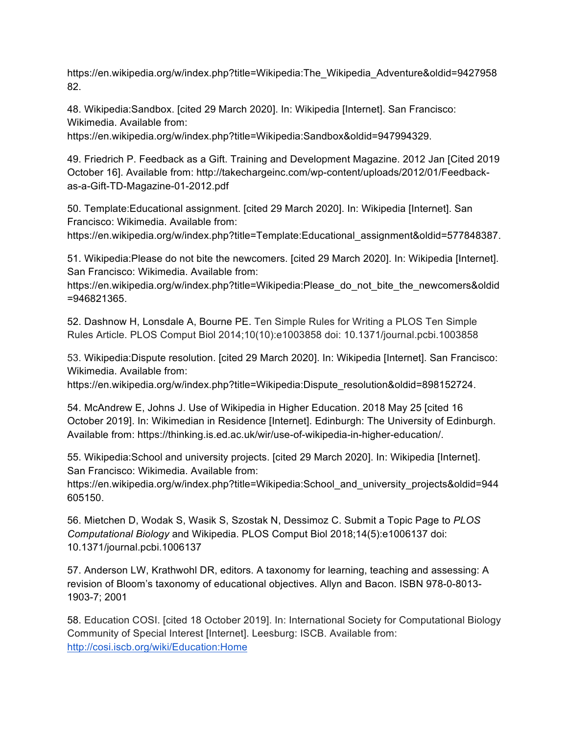https://en.wikipedia.org/w/index.php?title=Wikipedia:The_Wikipedia_Adventure&oldid=942795882.

48. Wikipedia:Sandbox. [cited 29 March 2020]. In: Wikipedia [Internet]. San Francisco: Wikimedia. Available from: https://en.wikipedia.org/w/index.php?title=Wikipedia:Sandbox&oldid=947994329.

49. Friedrich P. Feedback as a Gift. Training and Development Magazine. 2012 Jan [Cited 2019 October 16]. Available from: http://takechargeinc.com/wp-content/uploads/2012/01/Feedback-as-a-Gift-TD-Magazine-01-2012.pdf

50. Template:Educational assignment. [cited 29 March 2020]. In: Wikipedia [Internet]. San Francisco: Wikimedia. Available from: https://en.wikipedia.org/w/index.php?title=Template:Educational_assignment&oldid=577848387.

51. Wikipedia:Please do not bite the newcomers. [cited 29 March 2020]. In: Wikipedia [Internet]. San Francisco: Wikimedia. Available from: https://en.wikipedia.org/w/index.php?title=Wikipedia:Please_do_not_bite_the_newcomers&oldid=946821365.

52. Dashnow H, Lonsdale A, Bourne PE. Ten Simple Rules for Writing a PLOS Ten Simple Rules Article. PLOS Comput Biol 2014;10(10):e1003858 doi: 10.1371/journal.pcbi.1003858

53. Wikipedia:Dispute resolution. [cited 29 March 2020]. In: Wikipedia [Internet]. San Francisco: Wikimedia. Available from: https://en.wikipedia.org/w/index.php?title=Wikipedia:Dispute_resolution&oldid=898152724.

54. McAndrew E, Johns J. Use of Wikipedia in Higher Education. 2018 May 25 [cited 16 October 2019]. In: Wikimedian in Residence [Internet]. Edinburgh: The University of Edinburgh. Available from: https://thinking.is.ed.ac.uk/wir/use-of-wikipedia-in-higher-education/.

55. Wikipedia:School and university projects. [cited 29 March 2020]. In: Wikipedia [Internet]. San Francisco: Wikimedia. Available from: https://en.wikipedia.org/w/index.php?title=Wikipedia:School_and_university_projects&oldid=944605150.

56. Mietchen D, Wodak S, Wasik S, Szostak N, Dessimoz C. Submit a Topic Page to *PLOS Computational Biology* and Wikipedia. PLOS Comput Biol 2018;14(5):e1006137 doi: 10.1371/journal.pcbi.1006137

57. Anderson LW, Krathwohl DR, editors. A taxonomy for learning, teaching and assessing: A revision of Bloom's taxonomy of educational objectives. Allyn and Bacon. ISBN 978-0-8013-1903-7; 2001

58. Education COSI. [cited 18 October 2019]. In: International Society for Computational Biology Community of Special Interest [Internet]. Leesburg: ISCB. Available from: http://cosi.iscb.org/wiki/Education:Home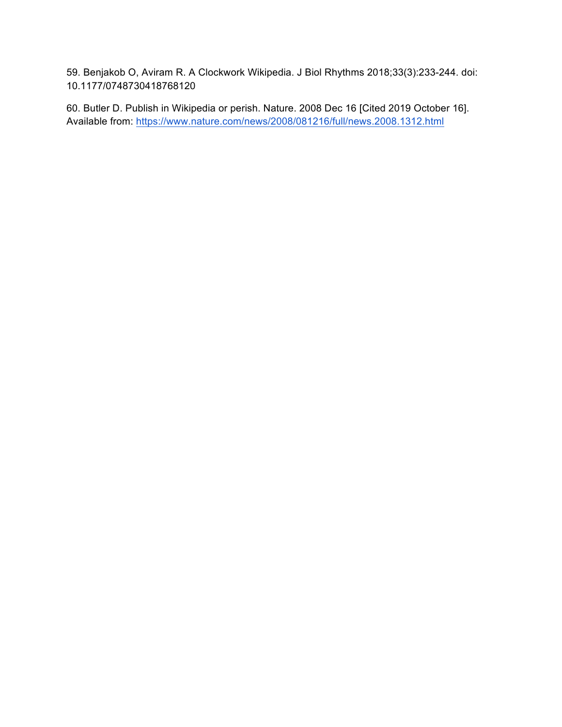59. Benjakob O, Aviram R. A Clockwork Wikipedia. J Biol Rhythms 2018;33(3):233-244. doi: 10.1177/0748730418768120

60. Butler D. Publish in Wikipedia or perish. Nature. 2008 Dec 16 [Cited 2019 October 16]. Available from: https://www.nature.com/news/2008/081216/full/news.2008.1312.html